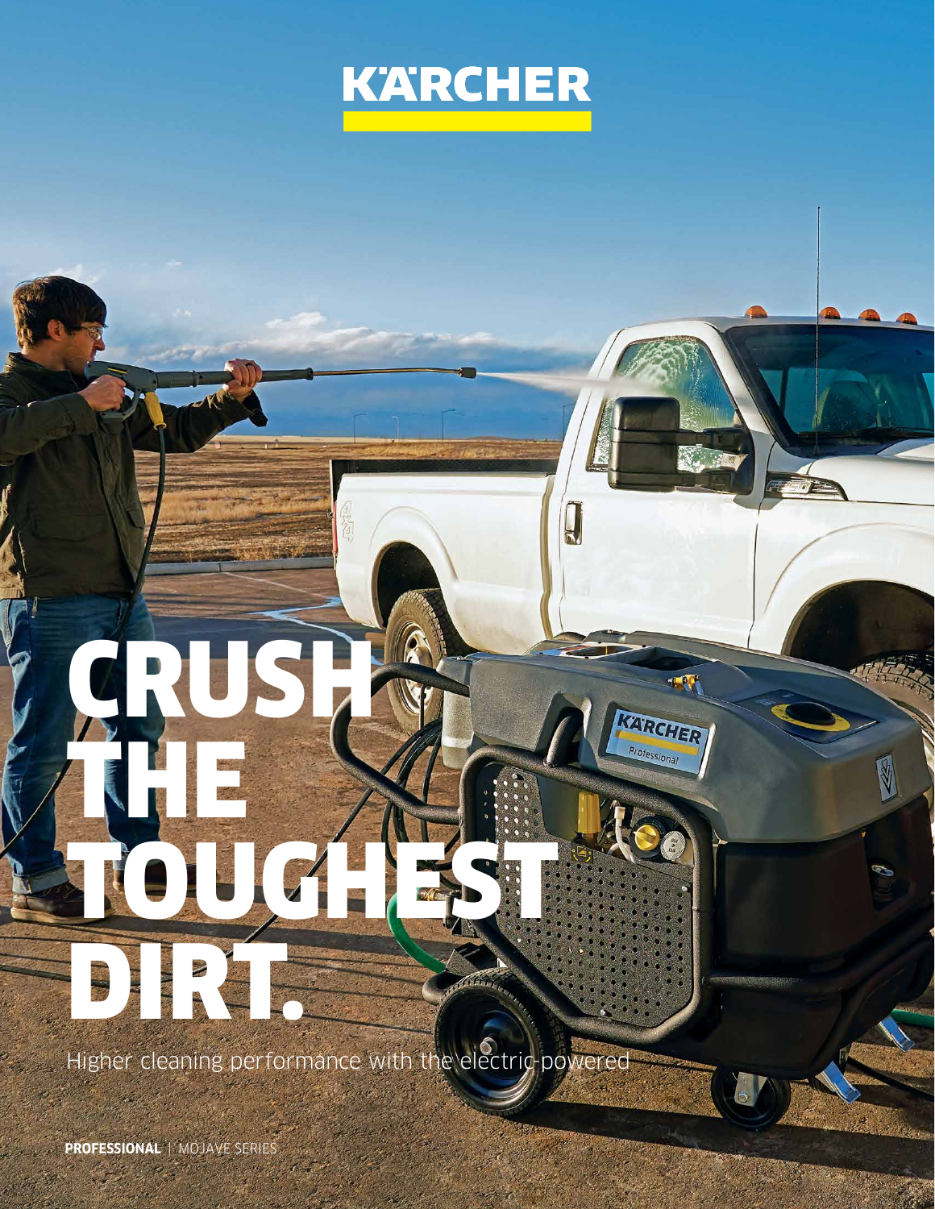# KÄRCHER

# CRUSH THE TOUGHEST DIRT.

Higher cleaning performance with the electric-powered

**PROFESSIONAL** | MOJAVE SERIES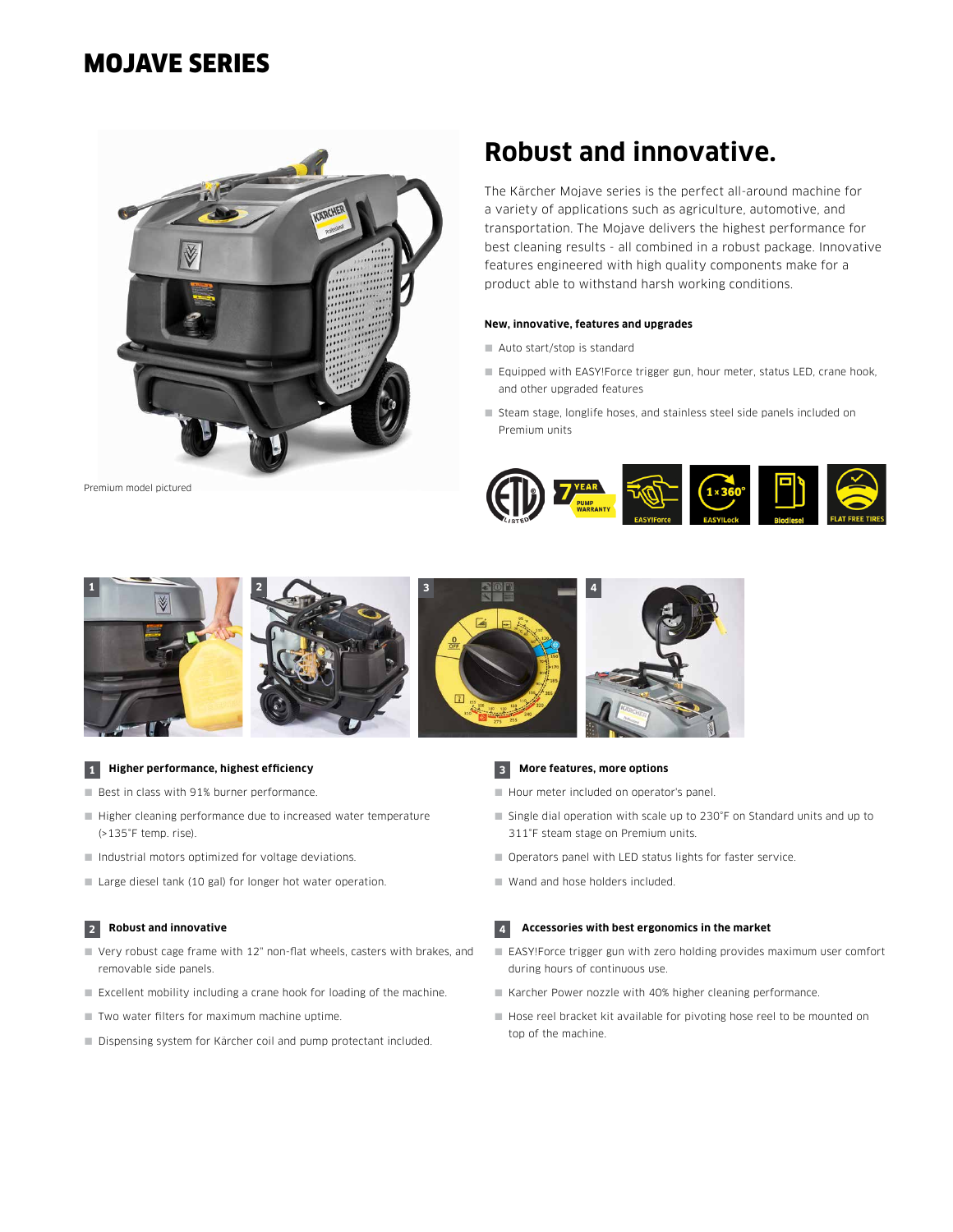# MOJAVE SERIES

Premium model pictured

## Robust and innovative.

The Kärcher Mojave series is the perfect all-around machine for a variety of applications such as agriculture, automotive, and transportation. The Mojave delivers the highest performance for best cleaning results - all combined in a robust package. Innovative features engineered with high quality components make for a product able to withstand harsh working conditions.

**New, innovative, features and upgrades**

- Auto start/stop is standard
- Equipped with EASY!Force trigger gun, hour meter, status LED, crane hook, and other upgraded features
- Steam stage, longlife hoses, and stainless steel side panels included on Premium units

### 1 Higher performance, highest efficiency

- Best in class with 91% burner performance.
- Higher cleaning performance due to increased water temperature (>135°F temp. rise).
- Industrial motors optimized for voltage deviations.
- Large diesel tank (10 gal) for longer hot water operation.

### 2 Robust and innovative

- Very robust cage frame with 12" non-flat wheels, casters with brakes, and removable side panels.
- Excellent mobility including a crane hook for loading of the machine.
- Two water filters for maximum machine uptime.
- Dispensing system for Kärcher coil and pump protectant included.

### 3 More features, more options

- Hour meter included on operator's panel.
- Single dial operation with scale up to 230°F on Standard units and up to 311°F steam stage on Premium units.
- Operators panel with LED status lights for faster service.
- Wand and hose holders included.

### 4 Accessories with best ergonomics in the market

- EASY!Force trigger gun with zero holding provides maximum user comfort during hours of continuous use.
- Karcher Power nozzle with 40% higher cleaning performance.
- Hose reel bracket kit available for pivoting hose reel to be mounted on top of the machine.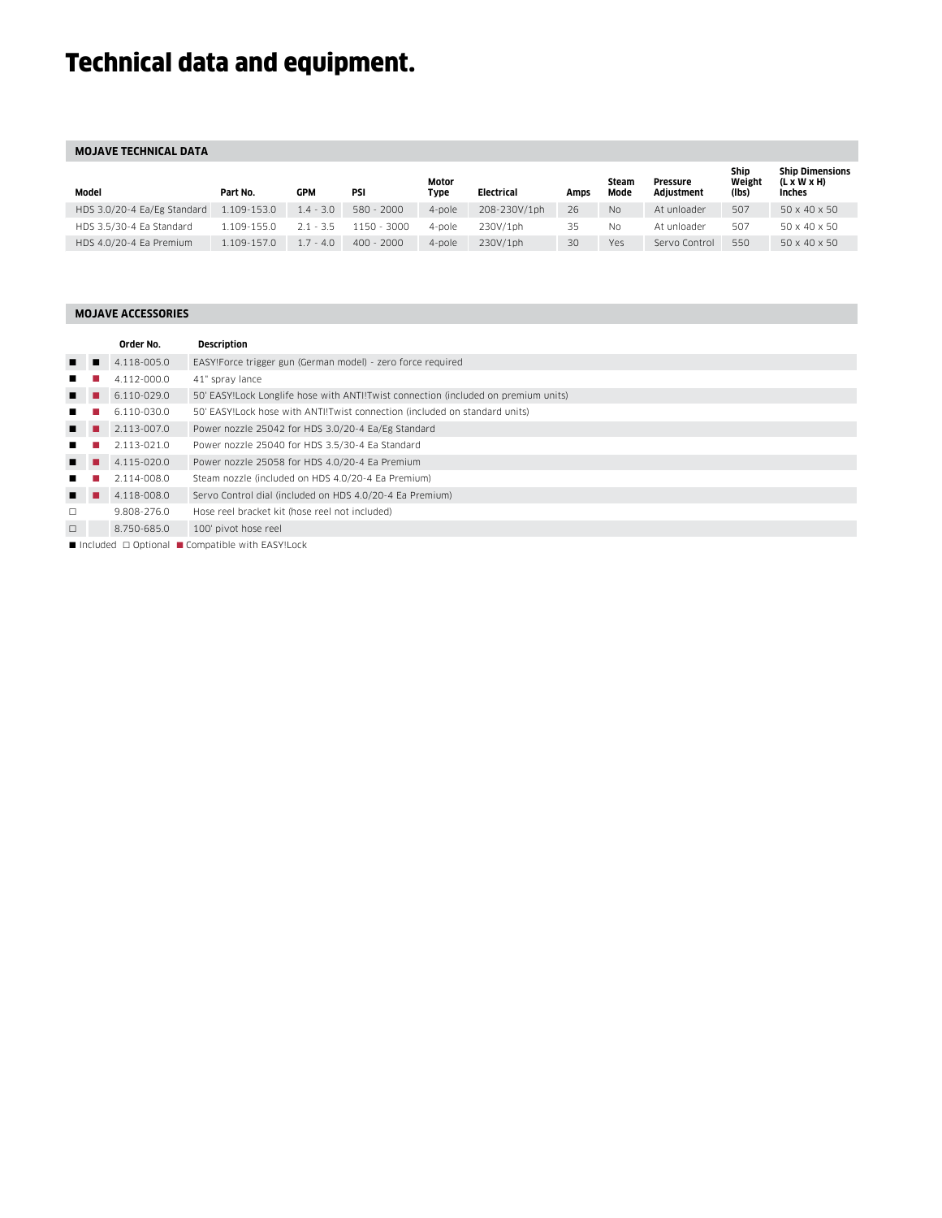# Technical data and equipment.

## MOJAVE TECHNICAL DATA

| Model | Part No. | GPM | PSI | Motor Type | Electrical | Amps | Steam Mode | Pressure Adjustment | Ship Weight (lbs) | Ship Dimensions (L x W x H) Inches |
|---|---|---|---|---|---|---|---|---|---|---|
| HDS 3.0/20-4 Ea/Eg Standard | 1.109-153.0 | 1.4 - 3.0 | 580 - 2000 | 4-pole | 208-230V/1ph | 26 | No | At unloader | 507 | 50 x 40 x 50 |
| HDS 3.5/30-4 Ea Standard | 1.109-155.0 | 2.1 - 3.5 | 1150 - 3000 | 4-pole | 230V/1ph | 35 | No | At unloader | 507 | 50 x 40 x 50 |
| HDS 4.0/20-4 Ea Premium | 1.109-157.0 | 1.7 - 4.0 | 400 - 2000 | 4-pole | 230V/1ph | 30 | Yes | Servo Control | 550 | 50 x 40 x 50 |

## MOJAVE ACCESSORIES

| | | Order No. | Description |
|---|---|---|---|
| ■ | ■ | 4.118-005.0 | EASY!Force trigger gun (German model) - zero force required |
| ■ | ■ | 4.112-000.0 | 41" spray lance |
| ■ | ■ | 6.110-029.0 | 50' EASY!Lock Longlife hose with ANTI!Twist connection (included on premium units) |
| ■ | ■ | 6.110-030.0 | 50' EASY!Lock hose with ANTI!Twist connection (included on standard units) |
| ■ | ■ | 2.113-007.0 | Power nozzle 25042 for HDS 3.0/20-4 Ea/Eg Standard |
| ■ | ■ | 2.113-021.0 | Power nozzle 25040 for HDS 3.5/30-4 Ea Standard |
| ■ | ■ | 4.115-020.0 | Power nozzle 25058 for HDS 4.0/20-4 Ea Premium |
| ■ | ■ | 2.114-008.0 | Steam nozzle (included on HDS 4.0/20-4 Ea Premium) |
| ■ | ■ | 4.118-008.0 | Servo Control dial (included on HDS 4.0/20-4 Ea Premium) |
| □ | | 9.808-276.0 | Hose reel bracket kit (hose reel not included) |
| □ | | 8.750-685.0 | 100' pivot hose reel |

■ Included □ Optional ■ Compatible with EASY!Lock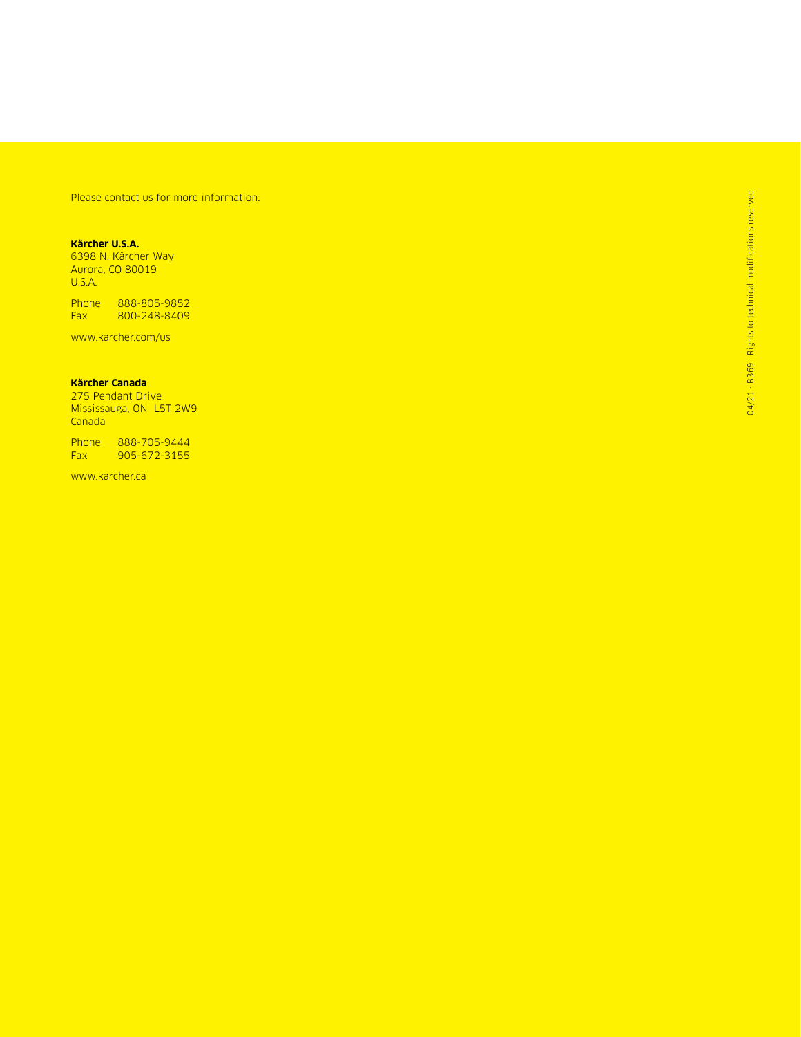Please contact us for more information:

**Kärcher U.S.A.**
6398 N. Kärcher Way
Aurora, CO 80019
U.S.A.

Phone 888-805-9852
Fax 800-248-8409

www.karcher.com/us

**Kärcher Canada**
275 Pendant Drive
Mississauga, ON L5T 2W9
Canada

Phone 888-705-9444
Fax 905-672-3155

www.karcher.ca

04/21 · B369 · Rights to technical modifications reserved.